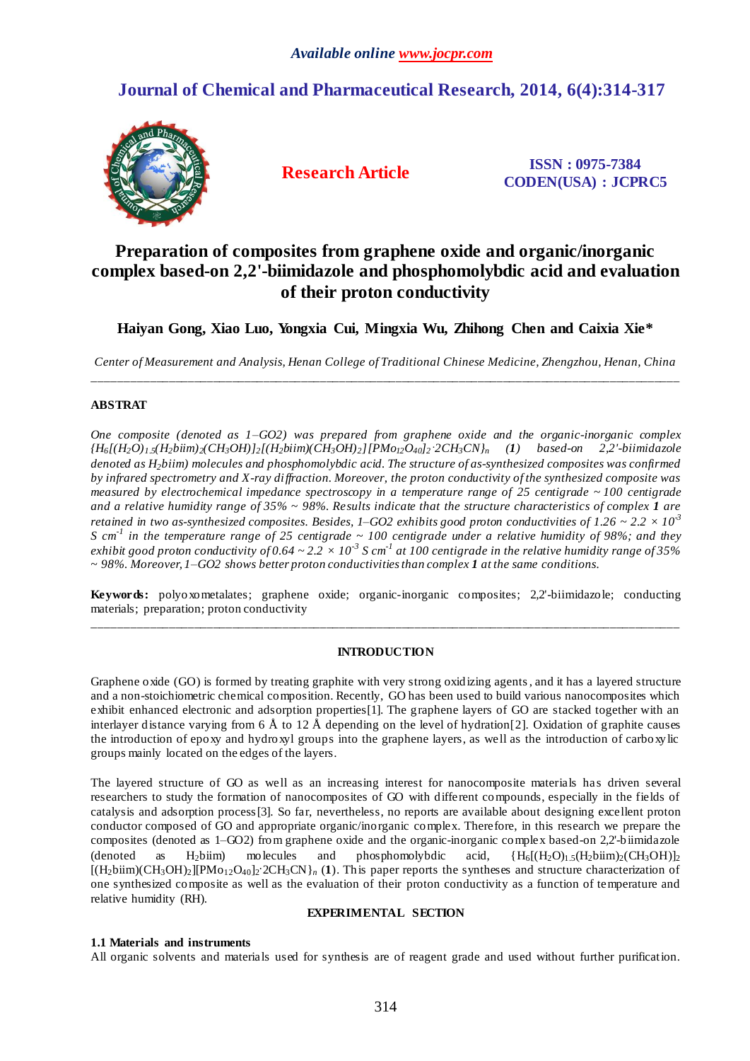*Available online www.jocpr.com*

## Journal of Chemical and Pharmaceutical Research, 2014, 6(4):314-317

**Research Article**

**ISSN : 0975-7384**
**CODEN(USA) : JCPRC5**

# Preparation of composites from graphene oxide and organic/inorganic complex based-on 2,2'-biimidazole and phosphomolybdic acid and evaluation of their proton conductivity

**Haiyan Gong, Xiao Luo, Yongxia Cui, Mingxia Wu, Zhihong Chen and Caixia Xie\***

*Center of Measurement and Analysis, Henan College of Traditional Chinese Medicine, Zhengzhou, Henan, China*

---

**ABSTRAT**

*One composite (denoted as 1–GO2) was prepared from graphene oxide and the organic-inorganic complex $\{H_6[(H_2O)_{1.5}(H_2biim)_2(CH_3OH)]_2[(H_2biim)(CH_3OH)_2][PMo_{12}O_{40}]_2{\cdot}2CH_3CN\}_n$ (**1**) based-on 2,2'-biimidazole denoted as $H_2biim$) molecules and phosphomolybdic acid. The structure of as-synthesized composites was confirmed by infrared spectrometry and X-ray diffraction. Moreover, the proton conductivity of the synthesized composite was measured by electrochemical impedance spectroscopy in a temperature range of 25 centigrade ~ 100 centigrade and a relative humidity range of 35% ~ 98%. Results indicate that the structure characteristics of complex **1** are retained in two as-synthesized composites. Besides, 1–GO2 exhibits good proton conductivities of 1.26 ~ 2.2 × $10^{-3}$ S $cm^{-1}$ in the temperature range of 25 centigrade ~ 100 centigrade under a relative humidity of 98%; and they exhibit good proton conductivity of 0.64 ~ 2.2 × $10^{-3}$ S $cm^{-1}$ at 100 centigrade in the relative humidity range of 35% ~ 98%. Moreover, 1–GO2 shows better proton conductivities than complex **1** at the same conditions.*

**Keywords:** polyoxometalates; graphene oxide; organic-inorganic composites; 2,2'-biimidazole; conducting materials; preparation; proton conductivity

---

## INTRODUCTION

Graphene oxide (GO) is formed by treating graphite with very strong oxidizing agents, and it has a layered structure and a non-stoichiometric chemical composition. Recently, GO has been used to build various nanocomposites which exhibit enhanced electronic and adsorption properties[1]. The graphene layers of GO are stacked together with an interlayer distance varying from 6 Å to 12 Å depending on the level of hydration[2]. Oxidation of graphite causes the introduction of epoxy and hydroxyl groups into the graphene layers, as well as the introduction of carboxylic groups mainly located on the edges of the layers.

The layered structure of GO as well as an increasing interest for nanocomposite materials has driven several researchers to study the formation of nanocomposites of GO with different compounds, especially in the fields of catalysis and adsorption process[3]. So far, nevertheless, no reports are available about designing excellent proton conductor composed of GO and appropriate organic/inorganic complex. Therefore, in this research we prepare the composites (denoted as 1–GO2) from graphene oxide and the organic-inorganic complex based-on 2,2'-biimidazole (denoted as $H_2biim$) molecules and phosphomolybdic acid, $\{H_6[(H_2O)_{1.5}(H_2biim)_2(CH_3OH)]_2[(H_2biim)(CH_3OH)_2][PMo_{12}O_{40}]_2{\cdot}2CH_3CN\}_n$ (**1**). This paper reports the syntheses and structure characterization of one synthesized composite as well as the evaluation of their proton conductivity as a function of temperature and relative humidity (RH).

## EXPERIMENTAL SECTION

### 1.1 Materials and instruments

All organic solvents and materials used for synthesis are of reagent grade and used without further purification.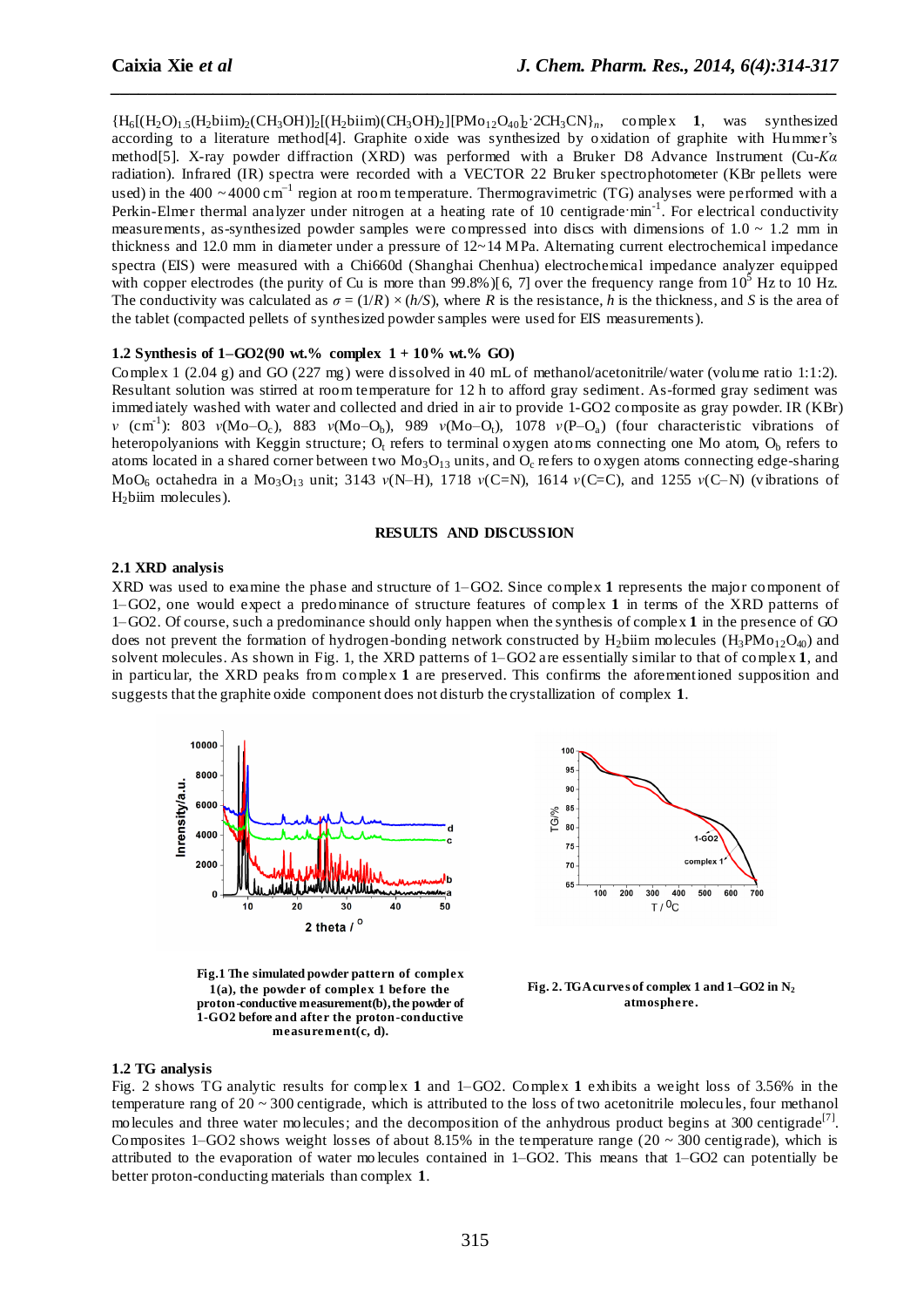$\{H_6[(H_2O)_{1.5}(H_2biim)_2(CH_3OH)]_2[(H_2biim)(CH_3OH)_2][PMo_{12}O_{40}]_2\cdot 2CH_3CN\}_n$, complex **1**, was synthesized according to a literature method[4]. Graphite oxide was synthesized by oxidation of graphite with Hummer's method[5]. X-ray powder diffraction (XRD) was performed with a Bruker D8 Advance Instrument (Cu-*Kα* radiation). Infrared (IR) spectra were recorded with a VECTOR 22 Bruker spectrophotometer (KBr pellets were used) in the 400 ~ 4000 $cm^{-1}$ region at room temperature. Thermogravimetric (TG) analyses were performed with a Perkin-Elmer thermal analyzer under nitrogen at a heating rate of 10 centigrade·$min^{-1}$. For electrical conductivity measurements, as-synthesized powder samples were compressed into discs with dimensions of 1.0 ~ 1.2 mm in thickness and 12.0 mm in diameter under a pressure of 12~14 MPa. Alternating current electrochemical impedance spectra (EIS) were measured with a Chi660d (Shanghai Chenhua) electrochemical impedance analyzer equipped with copper electrodes (the purity of Cu is more than 99.8%)[6, 7] over the frequency range from $10^5$ Hz to 10 Hz. The conductivity was calculated as $\sigma = (1/R) \times (h/S)$, where $R$ is the resistance, $h$ is the thickness, and $S$ is the area of the tablet (compacted pellets of synthesized powder samples were used for EIS measurements).

### 1.2 Synthesis of 1–GO2(90 wt.% complex 1 + 10% wt.% GO)

Complex 1 (2.04 g) and GO (227 mg) were dissolved in 40 mL of methanol/acetonitrile/water (volume ratio 1:1:2). Resultant solution was stirred at room temperature for 12 h to afford gray sediment. As-formed gray sediment was immediately washed with water and collected and dried in air to provide 1-GO2 composite as gray powder. IR (KBr) $\nu$ ($cm^{-1}$): 803 $\nu$(Mo–$O_c$), 883 $\nu$(Mo–$O_b$), 989 $\nu$(Mo–$O_t$), 1078 $\nu$(P–$O_a$) (four characteristic vibrations of heteropolyanions with Keggin structure; $O_t$ refers to terminal oxygen atoms connecting one Mo atom, $O_b$ refers to atoms located in a shared corner between two $Mo_3O_{13}$ units, and $O_c$ refers to oxygen atoms connecting edge-sharing $MoO_6$ octahedra in a $Mo_3O_{13}$ unit; 3143 $\nu$(N–H), 1718 $\nu$(C=N), 1614 $\nu$(C=C), and 1255 $\nu$(C–N) (vibrations of $H_2$biim molecules).

## RESULTS AND DISCUSSION

### 2.1 XRD analysis

XRD was used to examine the phase and structure of 1–GO2. Since complex **1** represents the major component of 1–GO2, one would expect a predominance of structure features of complex **1** in terms of the XRD patterns of 1–GO2. Of course, such a predominance should only happen when the synthesis of complex **1** in the presence of GO does not prevent the formation of hydrogen-bonding network constructed by $H_2$biim molecules ($H_3PMo_{12}O_{40}$) and solvent molecules. As shown in Fig. 1, the XRD patterns of 1–GO2 are essentially similar to that of complex **1**, and in particular, the XRD peaks from complex **1** are preserved. This confirms the aforementioned supposition and suggests that the graphite oxide component does not disturb the crystallization of complex **1**.

**Fig.1 The simulated powder pattern of complex 1(a), the powder of complex 1 before the proton-conductive measurement(b), the powder of 1-GO2 before and after the proton-conductive measurement(c, d).**

**Fig. 2. TGA curves of complex 1 and 1–GO2 in $N_2$ atmosphere.**

### 1.2 TG analysis

Fig. 2 shows TG analytic results for complex **1** and 1–GO2. Complex **1** exhibits a weight loss of 3.56% in the temperature rang of 20 ~ 300 centigrade, which is attributed to the loss of two acetonitrile molecules, four methanol molecules and three water molecules; and the decomposition of the anhydrous product begins at 300 centigrade[7]. Composites 1–GO2 shows weight losses of about 8.15% in the temperature range (20 ~ 300 centigrade), which is attributed to the evaporation of water molecules contained in 1–GO2. This means that 1–GO2 can potentially be better proton-conducting materials than complex **1**.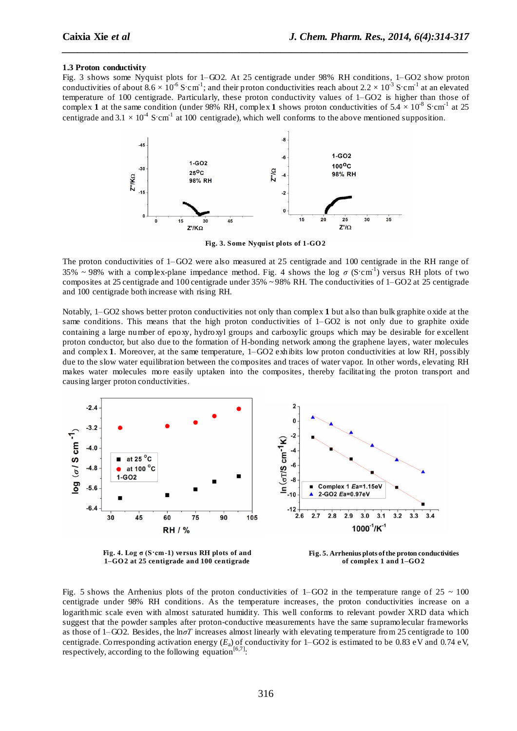### 1.3 Proton conductivity

Fig. 3 shows some Nyquist plots for 1–GO2. At 25 centigrade under 98% RH conditions, 1–GO2 show proton conductivities of about $8.6 \times 10^{-6}$ S·cm$^{-1}$; and their proton conductivities reach about $2.2 \times 10^{-3}$ S·cm$^{-1}$ at an elevated temperature of 100 centigrade. Particularly, these proton conductivity values of 1–GO2 is higher than those of complex **1** at the same condition (under 98% RH, complex **1** shows proton conductivities of $5.4 \times 10^{-8}$ S·cm$^{-1}$ at 25 centigrade and $3.1 \times 10^{-4}$ S·cm$^{-1}$ at 100 centigrade), which well conforms to the above mentioned supposition.

**Fig. 3. Some Nyquist plots of 1-GO2**

The proton conductivities of 1–GO2 were also measured at 25 centigrade and 100 centigrade in the RH range of 35% ~ 98% with a complex-plane impedance method. Fig. 4 shows the log $\sigma$ (S·cm$^{-1}$) versus RH plots of two composites at 25 centigrade and 100 centigrade under 35% ~ 98% RH. The conductivities of 1–GO2 at 25 centigrade and 100 centigrade both increase with rising RH.

Notably, 1–GO2 shows better proton conductivities not only than complex **1** but also than bulk graphite oxide at the same conditions. This means that the high proton conductivities of 1–GO2 is not only due to graphite oxide containing a large number of epoxy, hydroxyl groups and carboxylic groups which may be desirable for excellent proton conductor, but also due to the formation of H-bonding network among the graphene layers, water molecules and complex **1**. Moreover, at the same temperature, 1–GO2 exhibits low proton conductivities at low RH, possibly due to the slow water equilibration between the composites and traces of water vapor. In other words, elevating RH makes water molecules more easily uptaken into the composites, thereby facilitating the proton transport and causing larger proton conductivities.

**Fig. 4. Log σ (S·cm-1) versus RH plots of and 1–GO2 at 25 centigrade and 100 centigrade**

**Fig. 5. Arrhenius plots of the proton conductivities of complex 1 and 1–GO2**

Fig. 5 shows the Arrhenius plots of the proton conductivities of 1–GO2 in the temperature range of 25 ~ 100 centigrade under 98% RH conditions. As the temperature increases, the proton conductivities increase on a logarithmic scale even with almost saturated humidity. This well conforms to relevant powder XRD data which suggest that the powder samples after proton-conductive measurements have the same supramolecular frameworks as those of 1–GO2. Besides, the ln$\sigma T$ increases almost linearly with elevating temperature from 25 centigrade to 100 centigrade. Corresponding activation energy ($E_a$) of conductivity for 1–GO2 is estimated to be 0.83 eV and 0.74 eV, respectively, according to the following equation[6,7]: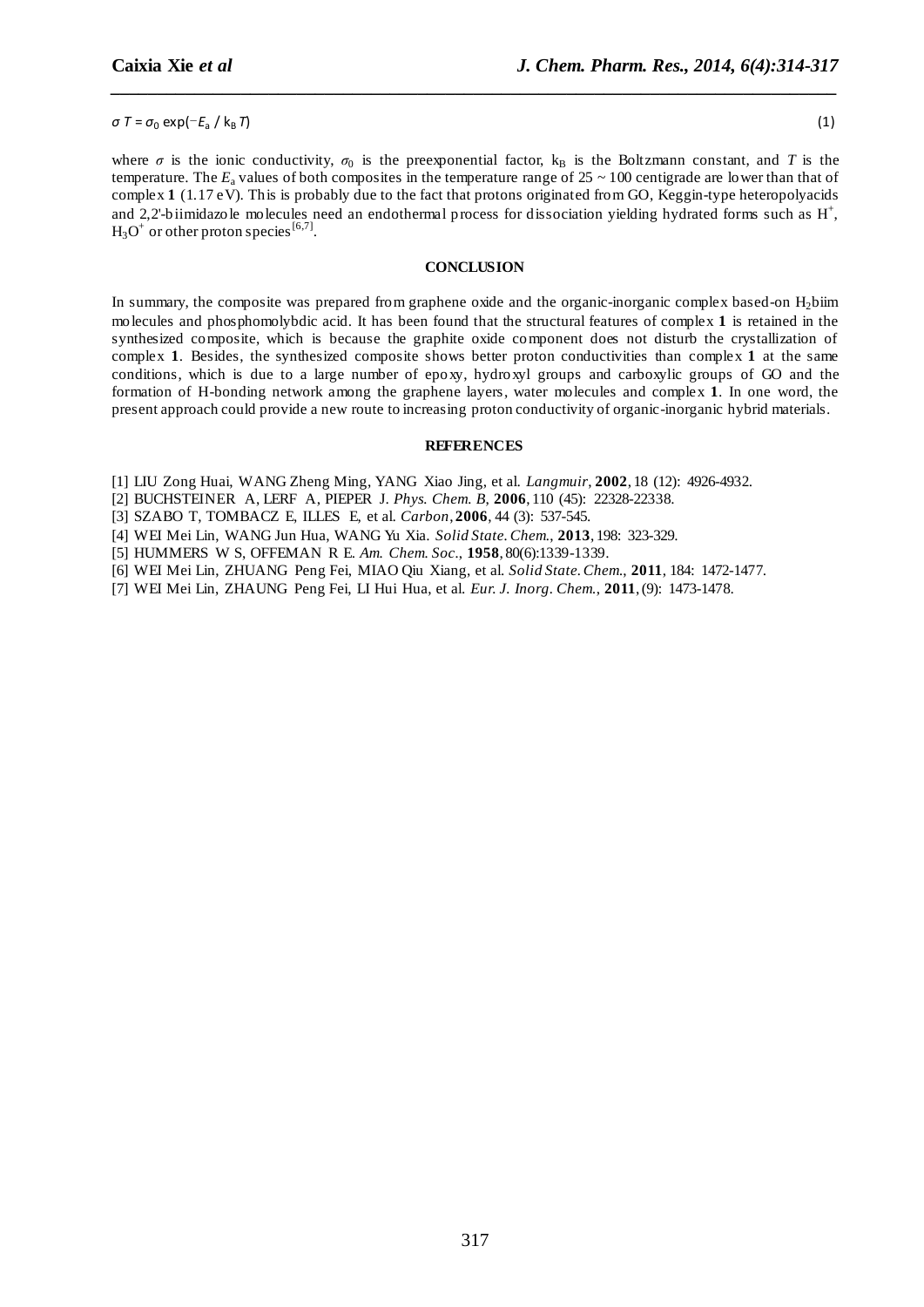$$\sigma T = \sigma_0 \exp(-E_a / k_B T) \quad (1)$$

where $\sigma$ is the ionic conductivity, $\sigma_0$ is the preexponential factor, $k_B$ is the Boltzmann constant, and $T$ is the temperature. The $E_a$ values of both composites in the temperature range of 25 ~ 100 centigrade are lower than that of complex **1** (1.17 eV). This is probably due to the fact that protons originated from GO, Keggin-type heteropolyacids and 2,2'-biimidazole molecules need an endothermal process for dissociation yielding hydrated forms such as $H^+$, $H_3O^+$ or other proton species[6,7].

## CONCLUSION

In summary, the composite was prepared from graphene oxide and the organic-inorganic complex based-on $H_2$biim molecules and phosphomolybdic acid. It has been found that the structural features of complex **1** is retained in the synthesized composite, which is because the graphite oxide component does not disturb the crystallization of complex **1**. Besides, the synthesized composite shows better proton conductivities than complex **1** at the same conditions, which is due to a large number of epoxy, hydroxyl groups and carboxylic groups of GO and the formation of H-bonding network among the graphene layers, water molecules and complex **1**. In one word, the present approach could provide a new route to increasing proton conductivity of organic-inorganic hybrid materials.

## REFERENCES

[1] LIU Zong Huai, WANG Zheng Ming, YANG Xiao Jing, et al. *Langmuir*, **2002**, 18 (12): 4926-4932.
[2] BUCHSTEINER A, LERF A, PIEPER J. *Phys. Chem. B*, **2006**, 110 (45): 22328-22338.
[3] SZABO T, TOMBACZ E, ILLES E, et al. *Carbon*, **2006**, 44 (3): 537-545.
[4] WEI Mei Lin, WANG Jun Hua, WANG Yu Xia. *Solid State. Chem.*, **2013**, 198: 323-329.
[5] HUMMERS W S, OFFEMAN R E. *Am. Chem. Soc.*, **1958**, 80(6):1339-1339.
[6] WEI Mei Lin, ZHUANG Peng Fei, MIAO Qiu Xiang, et al. *Solid State. Chem.*, **2011**, 184: 1472-1477.
[7] WEI Mei Lin, ZHAUNG Peng Fei, LI Hui Hua, et al. *Eur. J. Inorg. Chem.*, **2011**, (9): 1473-1478.